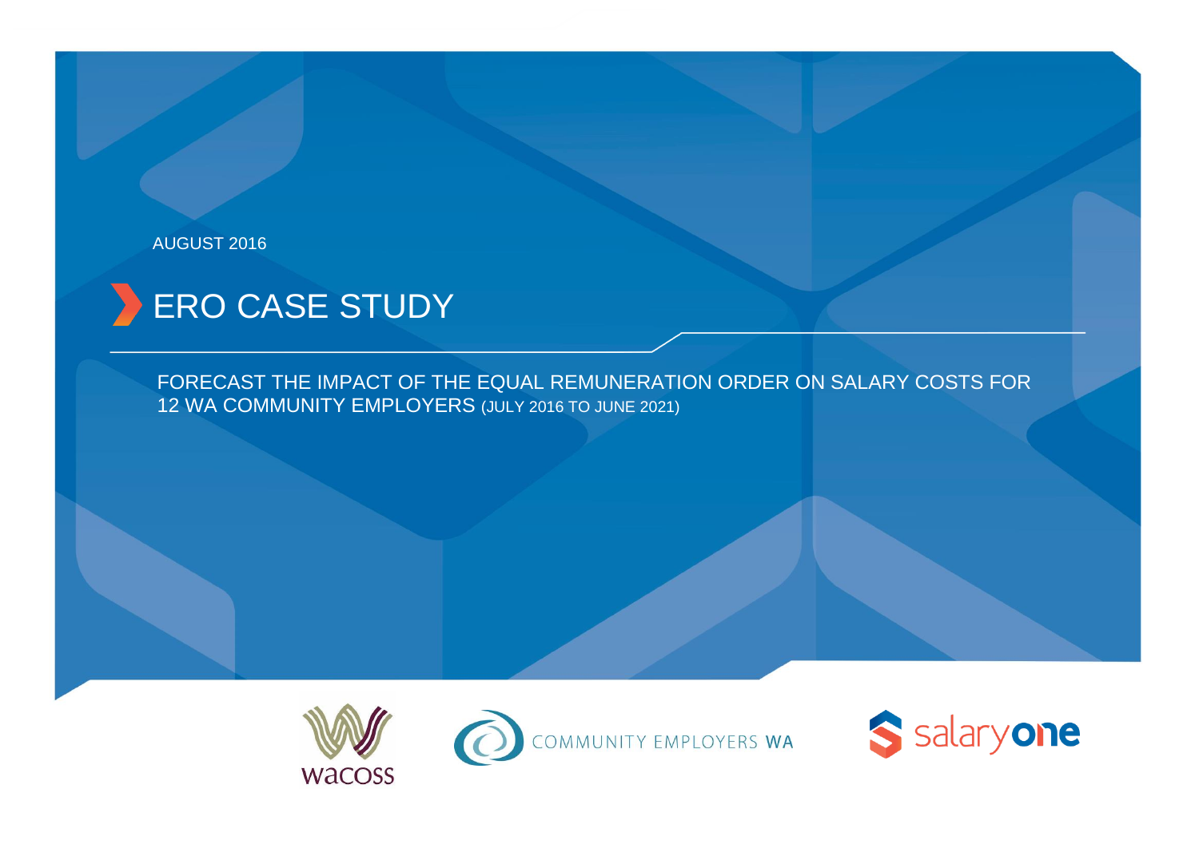AUGUST 2016

# ERO CASE STUDY

FORECAST THE IMPACT OF THE EQUAL REMUNERATION ORDER ON SALARY COSTS FOR 12 WA COMMUNITY EMPLOYERS (JULY 2016 TO JUNE 2021)

wacoss

COMMUNITY EMPLOYERS WA

salaryone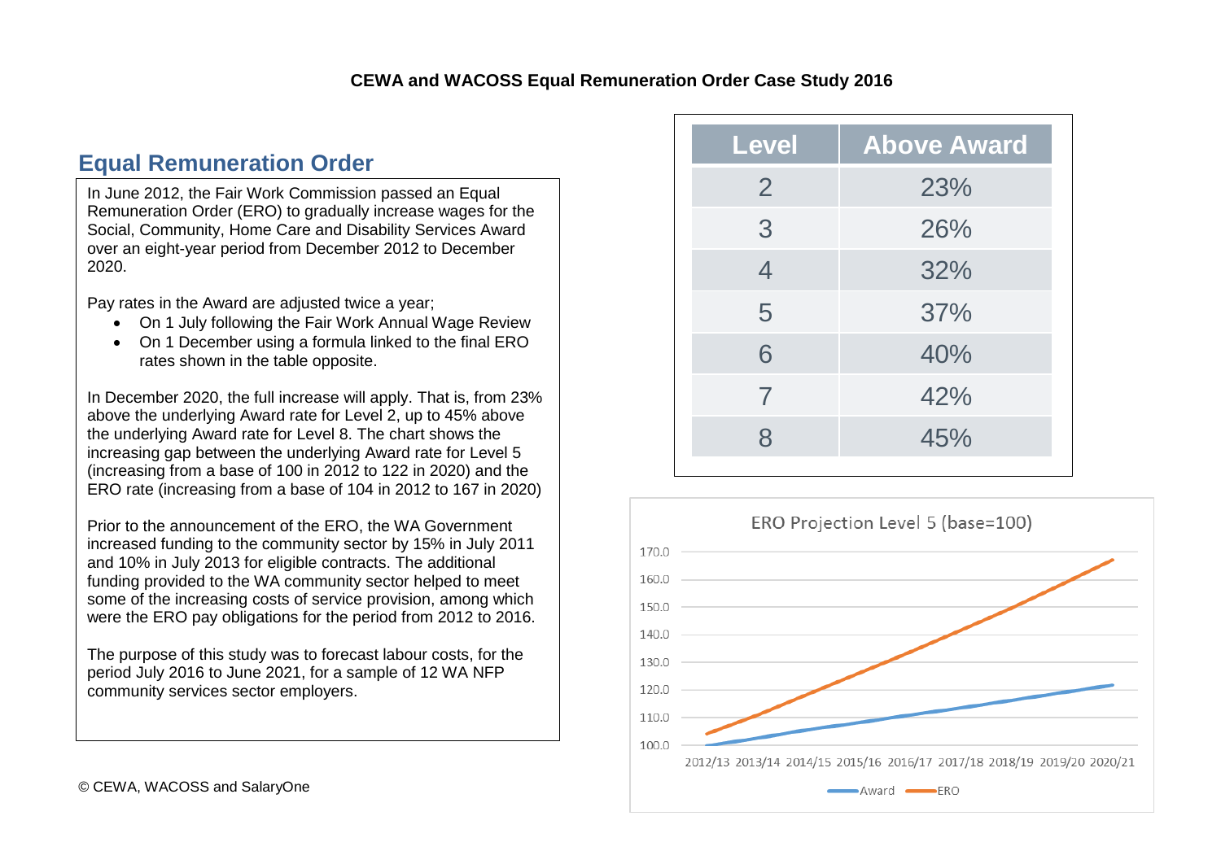## Equal Remuneration Order

In June 2012, the Fair Work Commission passed an Equal Remuneration Order (ERO) to gradually increase wages for the Social, Community, Home Care and Disability Services Award over an eight-year period from December 2012 to December 2020.

Pay rates in the Award are adjusted twice a year;

- On 1 July following the Fair Work Annual Wage Review
- On 1 December using a formula linked to the final ERO rates shown in the table opposite.

In December 2020, the full increase will apply. That is, from 23% above the underlying Award rate for Level 2, up to 45% above the underlying Award rate for Level 8. The chart shows the increasing gap between the underlying Award rate for Level 5 (increasing from a base of 100 in 2012 to 122 in 2020) and the ERO rate (increasing from a base of 104 in 2012 to 167 in 2020)

Prior to the announcement of the ERO, the WA Government increased funding to the community sector by 15% in July 2011 and 10% in July 2013 for eligible contracts. The additional funding provided to the WA community sector helped to meet some of the increasing costs of service provision, among which were the ERO pay obligations for the period from 2012 to 2016.

The purpose of this study was to forecast labour costs, for the period July 2016 to June 2021, for a sample of 12 WA NFP community services sector employers.

| Level | Above Award |
|---|---|
| 2 | 23% |
| 3 | 26% |
| 4 | 32% |
| 5 | 37% |
| 6 | 40% |
| 7 | 42% |
| 8 | 45% |

ERO Projection Level 5 (base=100)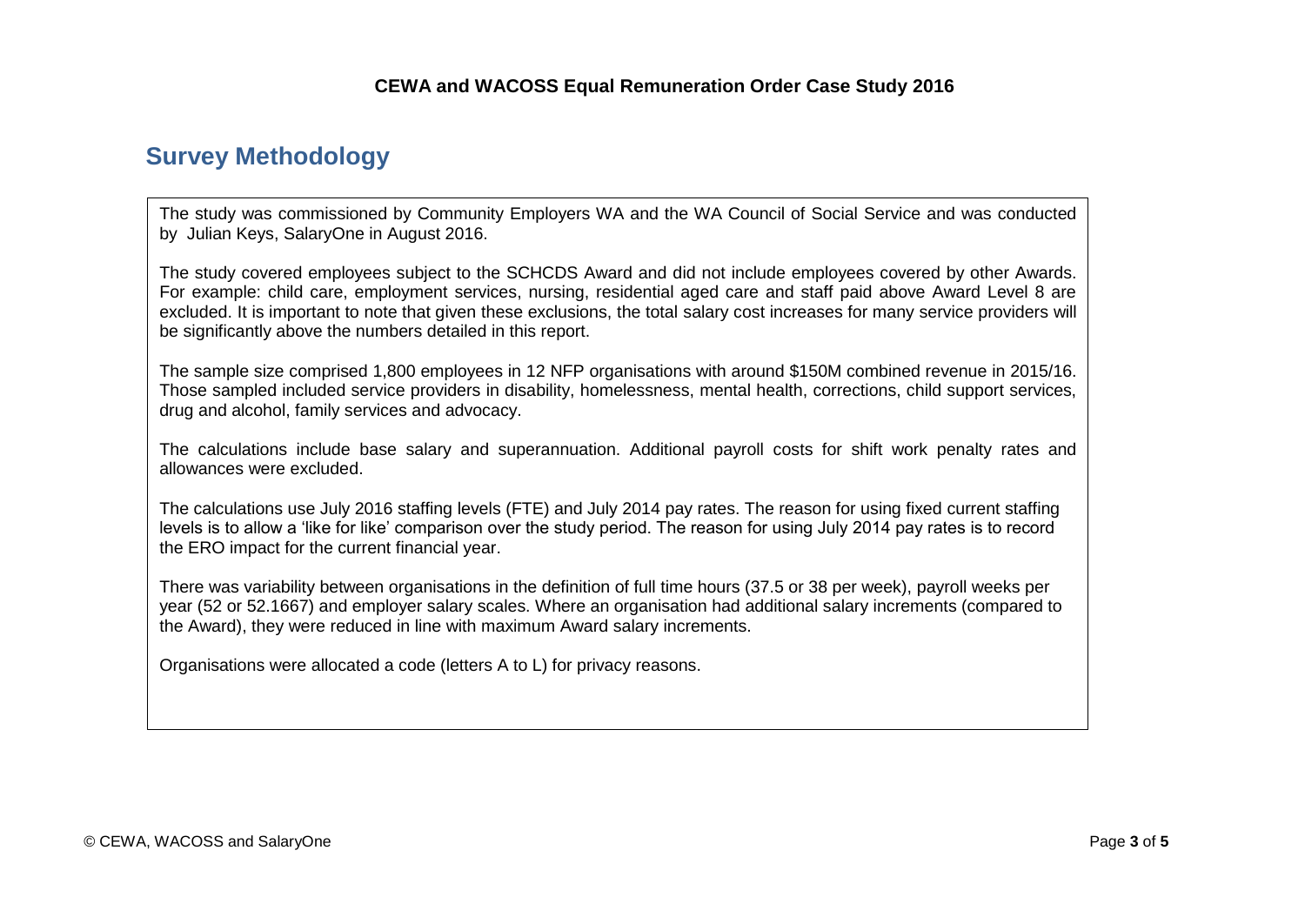## Survey Methodology

The study was commissioned by Community Employers WA and the WA Council of Social Service and was conducted by Julian Keys, SalaryOne in August 2016.

The study covered employees subject to the SCHCDS Award and did not include employees covered by other Awards. For example: child care, employment services, nursing, residential aged care and staff paid above Award Level 8 are excluded. It is important to note that given these exclusions, the total salary cost increases for many service providers will be significantly above the numbers detailed in this report.

The sample size comprised 1,800 employees in 12 NFP organisations with around $150M combined revenue in 2015/16. Those sampled included service providers in disability, homelessness, mental health, corrections, child support services, drug and alcohol, family services and advocacy.

The calculations include base salary and superannuation. Additional payroll costs for shift work penalty rates and allowances were excluded.

The calculations use July 2016 staffing levels (FTE) and July 2014 pay rates. The reason for using fixed current staffing levels is to allow a 'like for like' comparison over the study period. The reason for using July 2014 pay rates is to record the ERO impact for the current financial year.

There was variability between organisations in the definition of full time hours (37.5 or 38 per week), payroll weeks per year (52 or 52.1667) and employer salary scales. Where an organisation had additional salary increments (compared to the Award), they were reduced in line with maximum Award salary increments.

Organisations were allocated a code (letters A to L) for privacy reasons.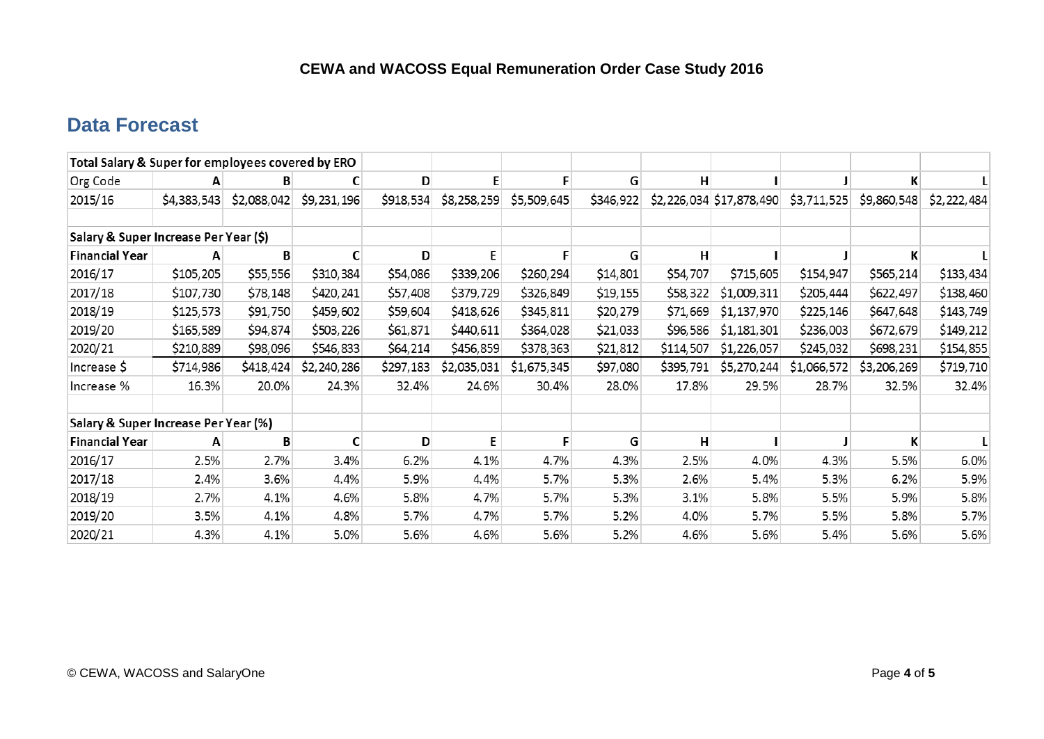## CEWA and WACOSS Equal Remuneration Order Case Study 2016

### Data Forecast

| Total Salary & Super for employees covered by ERO | | | | | | | | | | | | |
|---|---|---|---|---|---|---|---|---|---|---|---|---|
| Org Code | A | B | C | D | E | F | G | H | I | J | K | L |
| 2015/16 | $4,383,543 | $2,088,042 | $9,231,196 | $918,534 | $8,258,259 | $5,509,645 | $346,922 | $2,226,034 | $17,878,490 | $3,711,525 | $9,860,548 | $2,222,484 |
| | | | | | | | | | | | | |
| **Salary & Super Increase Per Year ($)** | | | | | | | | | | | | |
| **Financial Year** | **A** | **B** | **C** | **D** | **E** | **F** | **G** | **H** | **I** | **J** | **K** | **L** |
| 2016/17 | $105,205 | $55,556 | $310,384 | $54,086 | $339,206 | $260,294 | $14,801 | $54,707 | $715,605 | $154,947 | $565,214 | $133,434 |
| 2017/18 | $107,730 | $78,148 | $420,241 | $57,408 | $379,729 | $326,849 | $19,155 | $58,322 | $1,009,311 | $205,444 | $622,497 | $138,460 |
| 2018/19 | $125,573 | $91,750 | $459,602 | $59,604 | $418,626 | $345,811 | $20,279 | $71,669 | $1,137,970 | $225,146 | $647,648 | $143,749 |
| 2019/20 | $165,589 | $94,874 | $503,226 | $61,871 | $440,611 | $364,028 | $21,033 | $96,586 | $1,181,301 | $236,003 | $672,679 | $149,212 |
| 2020/21 | $210,889 | $98,096 | $546,833 | $64,214 | $456,859 | $378,363 | $21,812 | $114,507 | $1,226,057 | $245,032 | $698,231 | $154,855 |
| Increase $ | $714,986 | $418,424 | $2,240,286 | $297,183 | $2,035,031 | $1,675,345 | $97,080 | $395,791 | $5,270,244 | $1,066,572 | $3,206,269 | $719,710 |
| Increase % | 16.3% | 20.0% | 24.3% | 32.4% | 24.6% | 30.4% | 28.0% | 17.8% | 29.5% | 28.7% | 32.5% | 32.4% |
| | | | | | | | | | | | | |
| **Salary & Super Increase Per Year (%)** | | | | | | | | | | | | |
| **Financial Year** | **A** | **B** | **C** | **D** | **E** | **F** | **G** | **H** | **I** | **J** | **K** | **L** |
| 2016/17 | 2.5% | 2.7% | 3.4% | 6.2% | 4.1% | 4.7% | 4.3% | 2.5% | 4.0% | 4.3% | 5.5% | 6.0% |
| 2017/18 | 2.4% | 3.6% | 4.4% | 5.9% | 4.4% | 5.7% | 5.3% | 2.6% | 5.4% | 5.3% | 6.2% | 5.9% |
| 2018/19 | 2.7% | 4.1% | 4.6% | 5.8% | 4.7% | 5.7% | 5.3% | 3.1% | 5.8% | 5.5% | 5.9% | 5.8% |
| 2019/20 | 3.5% | 4.1% | 4.8% | 5.7% | 4.7% | 5.7% | 5.2% | 4.0% | 5.7% | 5.5% | 5.8% | 5.7% |
| 2020/21 | 4.3% | 4.1% | 5.0% | 5.6% | 4.6% | 5.6% | 5.2% | 4.6% | 5.6% | 5.4% | 5.6% | 5.6% |

© CEWA, WACOSS and SalaryOne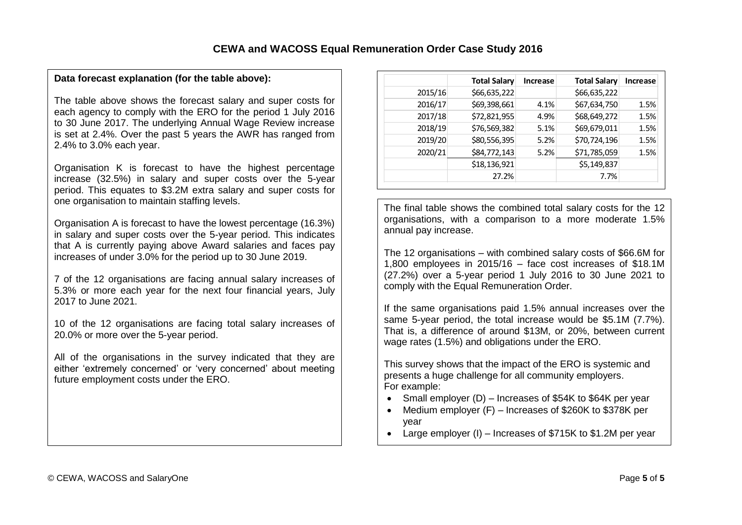## CEWA and WACOSS Equal Remuneration Order Case Study 2016

**Data forecast explanation (for the table above):**

The table above shows the forecast salary and super costs for each agency to comply with the ERO for the period 1 July 2016 to 30 June 2017. The underlying Annual Wage Review increase is set at 2.4%. Over the past 5 years the AWR has ranged from 2.4% to 3.0% each year.

Organisation K is forecast to have the highest percentage increase (32.5%) in salary and super costs over the 5-year period. This equates to $3.2M extra salary and super costs for one organisation to maintain staffing levels.

Organisation A is forecast to have the lowest percentage (16.3%) in salary and super costs over the 5-year period. This indicates that A is currently paying above Award salaries and faces pay increases of under 3.0% for the period up to 30 June 2019.

7 of the 12 organisations are facing annual salary increases of 5.3% or more each year for the next four financial years, July 2017 to June 2021.

10 of the 12 organisations are facing total salary increases of 20.0% or more over the 5-year period.

All of the organisations in the survey indicated that they are either 'extremely concerned' or 'very concerned' about meeting future employment costs under the ERO.

| | Total Salary | Increase | Total Salary | Increase |
|---|---|---|---|---|
| 2015/16 | $66,635,222 | | $66,635,222 | |
| 2016/17 | $69,398,661 | 4.1% | $67,634,750 | 1.5% |
| 2017/18 | $72,821,955 | 4.9% | $68,649,272 | 1.5% |
| 2018/19 | $76,569,382 | 5.1% | $69,679,011 | 1.5% |
| 2019/20 | $80,556,395 | 5.2% | $70,724,196 | 1.5% |
| 2020/21 | $84,772,143 | 5.2% | $71,785,059 | 1.5% |
| | $18,136,921 | | $5,149,837 | |
| | 27.2% | | 7.7% | |

The final table shows the combined total salary costs for the 12 organisations, with a comparison to a more moderate 1.5% annual pay increase.

The 12 organisations – with combined salary costs of $66.6M for 1,800 employees in 2015/16 – face cost increases of $18.1M (27.2%) over a 5-year period 1 July 2016 to 30 June 2021 to comply with the Equal Remuneration Order.

If the same organisations paid 1.5% annual increases over the same 5-year period, the total increase would be $5.1M (7.7%). That is, a difference of around $13M, or 20%, between current wage rates (1.5%) and obligations under the ERO.

This survey shows that the impact of the ERO is systemic and presents a huge challenge for all community employers.
For example:

- Small employer (D) – Increases of $54K to $64K per year
- Medium employer (F) – Increases of $260K to $378K per year
- Large employer (I) – Increases of $715K to $1.2M per year

© CEWA, WACOSS and SalaryOne